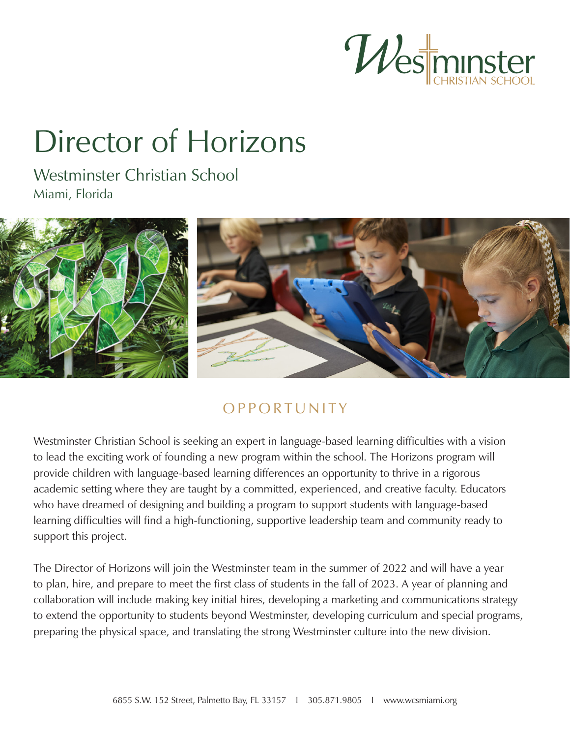# Director of Horizons

## Westminster Christian School

Miami, Florida

## OPPORTUNITY

Westminster Christian School is seeking an expert in language-based learning difficulties with a vision to lead the exciting work of founding a new program within the school. The Horizons program will provide children with language-based learning differences an opportunity to thrive in a rigorous academic setting where they are taught by a committed, experienced, and creative faculty. Educators who have dreamed of designing and building a program to support students with language-based learning difficulties will find a high-functioning, supportive leadership team and community ready to support this project.

The Director of Horizons will join the Westminster team in the summer of 2022 and will have a year to plan, hire, and prepare to meet the first class of students in the fall of 2023. A year of planning and collaboration will include making key initial hires, developing a marketing and communications strategy to extend the opportunity to students beyond Westminster, developing curriculum and special programs, preparing the physical space, and translating the strong Westminster culture into the new division.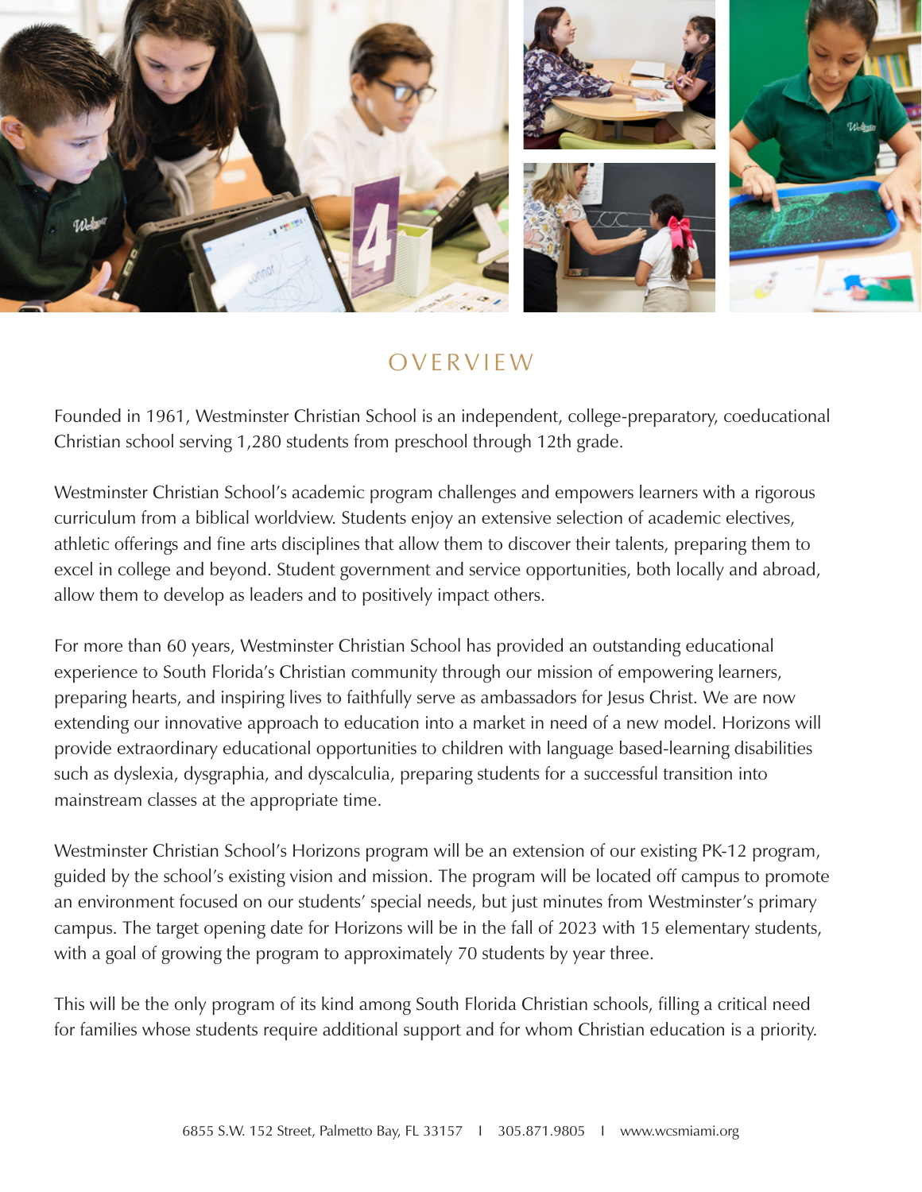## OVERVIEW

Founded in 1961, Westminster Christian School is an independent, college-preparatory, coeducational Christian school serving 1,280 students from preschool through 12th grade.

Westminster Christian School's academic program challenges and empowers learners with a rigorous curriculum from a biblical worldview. Students enjoy an extensive selection of academic electives, athletic offerings and fine arts disciplines that allow them to discover their talents, preparing them to excel in college and beyond. Student government and service opportunities, both locally and abroad, allow them to develop as leaders and to positively impact others.

For more than 60 years, Westminster Christian School has provided an outstanding educational experience to South Florida's Christian community through our mission of empowering learners, preparing hearts, and inspiring lives to faithfully serve as ambassadors for Jesus Christ. We are now extending our innovative approach to education into a market in need of a new model. Horizons will provide extraordinary educational opportunities to children with language based-learning disabilities such as dyslexia, dysgraphia, and dyscalculia, preparing students for a successful transition into mainstream classes at the appropriate time.

Westminster Christian School's Horizons program will be an extension of our existing PK-12 program, guided by the school's existing vision and mission. The program will be located off campus to promote an environment focused on our students' special needs, but just minutes from Westminster's primary campus. The target opening date for Horizons will be in the fall of 2023 with 15 elementary students, with a goal of growing the program to approximately 70 students by year three.

This will be the only program of its kind among South Florida Christian schools, filling a critical need for families whose students require additional support and for whom Christian education is a priority.

6855 S.W. 152 Street, Palmetto Bay, FL 33157 | 305.871.9805 | www.wcsmiami.org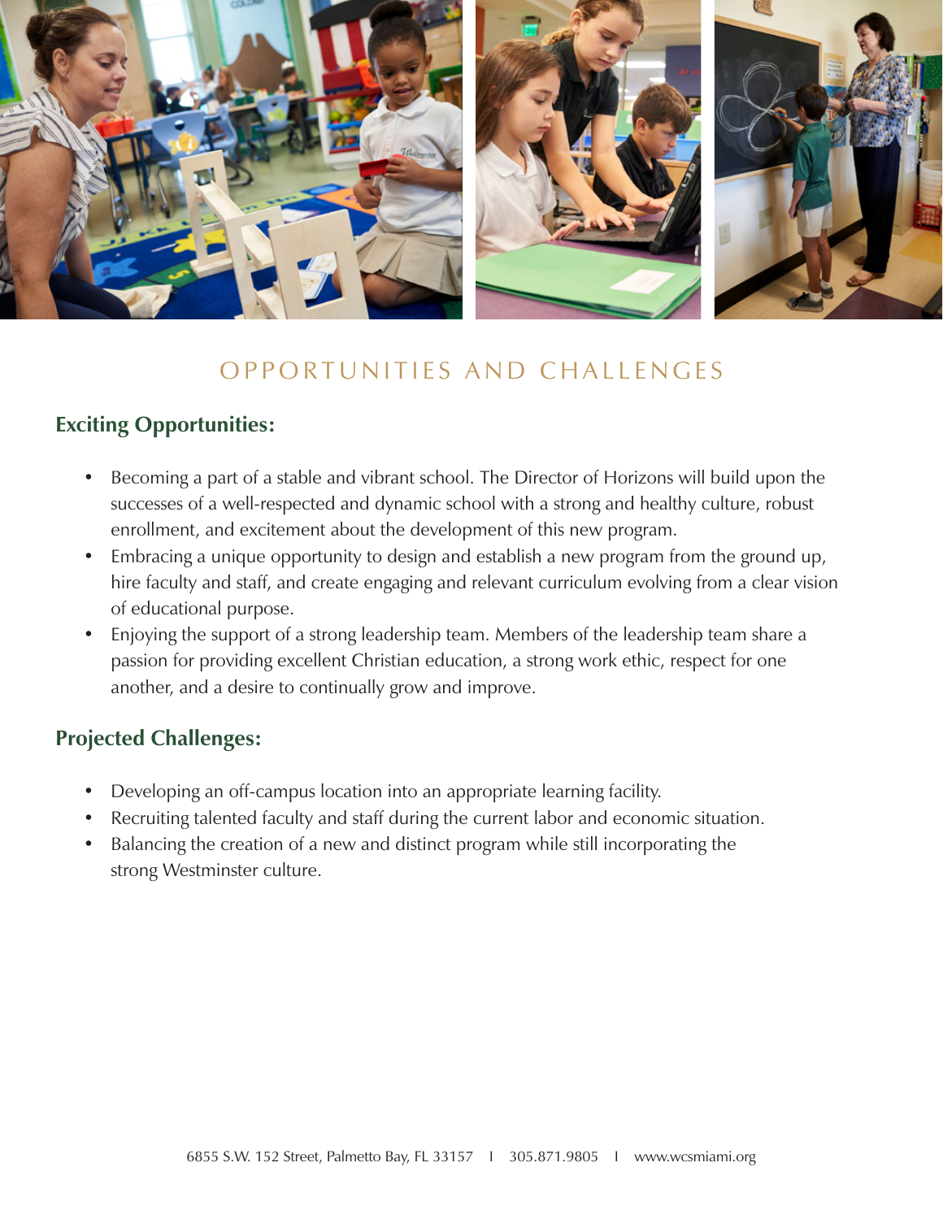# OPPORTUNITIES AND CHALLENGES

## Exciting Opportunities:

- Becoming a part of a stable and vibrant school. The Director of Horizons will build upon the successes of a well-respected and dynamic school with a strong and healthy culture, robust enrollment, and excitement about the development of this new program.
- Embracing a unique opportunity to design and establish a new program from the ground up, hire faculty and staff, and create engaging and relevant curriculum evolving from a clear vision of educational purpose.
- Enjoying the support of a strong leadership team. Members of the leadership team share a passion for providing excellent Christian education, a strong work ethic, respect for one another, and a desire to continually grow and improve.

## Projected Challenges:

- Developing an off-campus location into an appropriate learning facility.
- Recruiting talented faculty and staff during the current labor and economic situation.
- Balancing the creation of a new and distinct program while still incorporating the strong Westminster culture.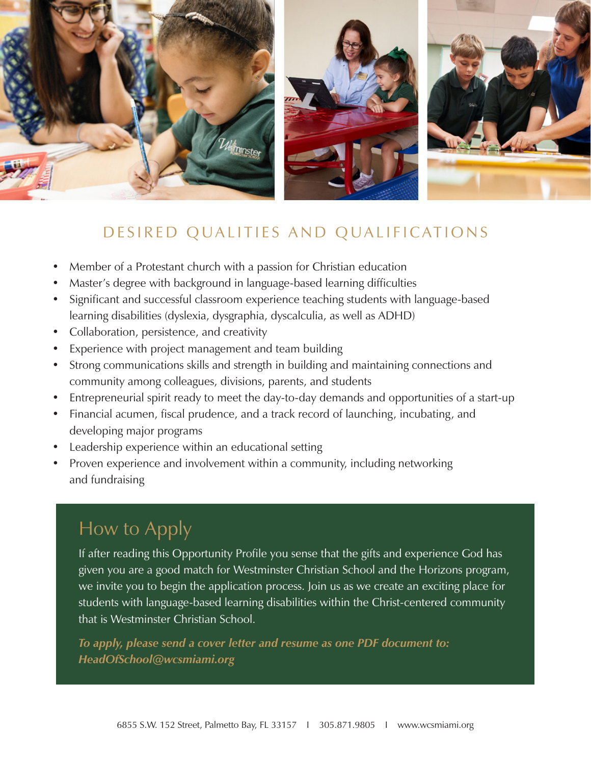## DESIRED QUALITIES AND QUALIFICATIONS

- Member of a Protestant church with a passion for Christian education
- Master's degree with background in language-based learning difficulties
- Significant and successful classroom experience teaching students with language-based learning disabilities (dyslexia, dysgraphia, dyscalculia, as well as ADHD)
- Collaboration, persistence, and creativity
- Experience with project management and team building
- Strong communications skills and strength in building and maintaining connections and community among colleagues, divisions, parents, and students
- Entrepreneurial spirit ready to meet the day-to-day demands and opportunities of a start-up
- Financial acumen, fiscal prudence, and a track record of launching, incubating, and developing major programs
- Leadership experience within an educational setting
- Proven experience and involvement within a community, including networking and fundraising

## How to Apply

If after reading this Opportunity Profile you sense that the gifts and experience God has given you are a good match for Westminster Christian School and the Horizons program, we invite you to begin the application process. Join us as we create an exciting place for students with language-based learning disabilities within the Christ-centered community that is Westminster Christian School.

***To apply, please send a cover letter and resume as one PDF document to: HeadOfSchool@wcsmiami.org***

6855 S.W. 152 Street, Palmetto Bay, FL 33157 | 305.871.9805 | www.wcsmiami.org